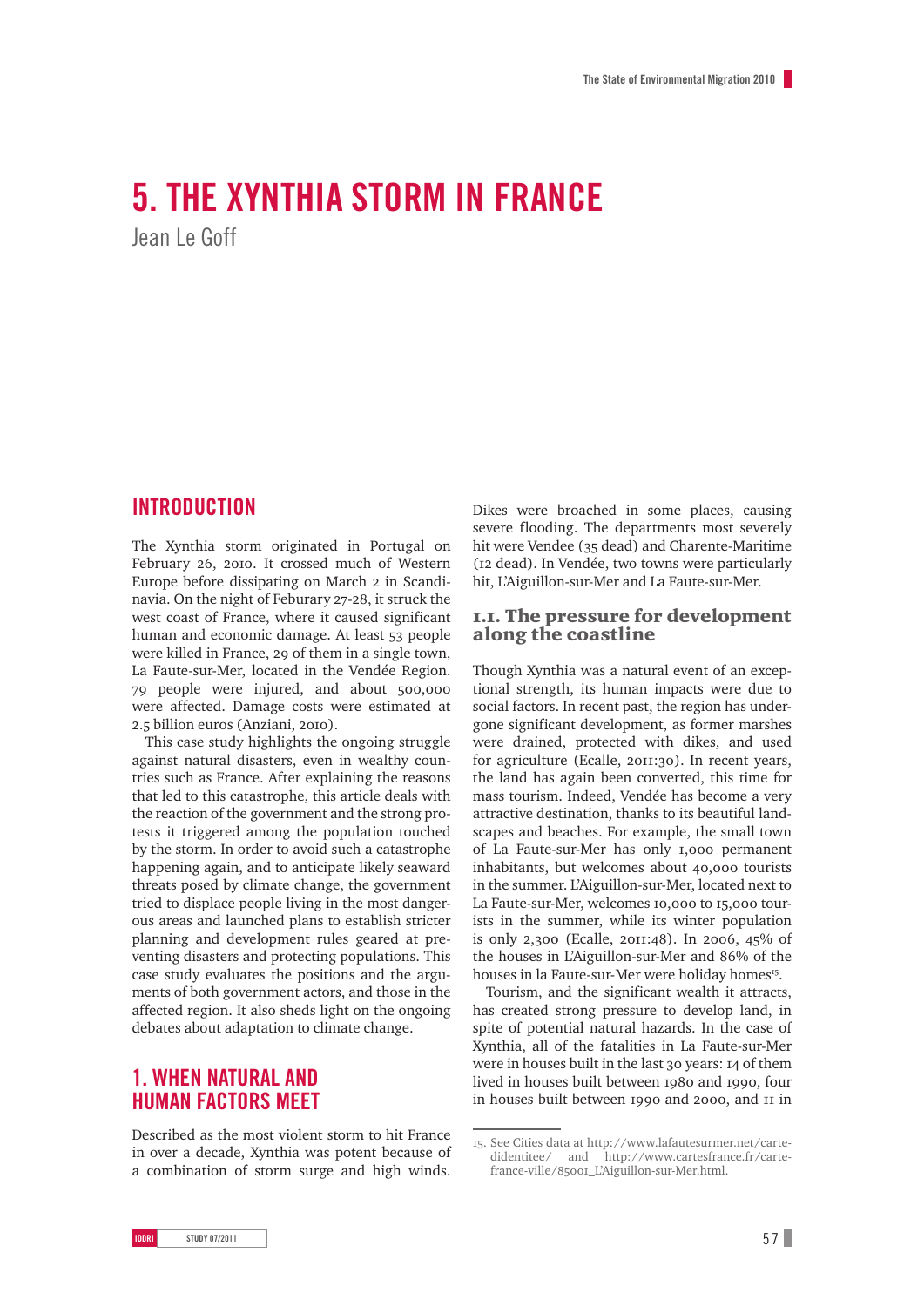# 5. THE XYNTHIA STORM IN FRANCE

Jean Le Goff

## INTRODUCTION

The Xynthia storm originated in Portugal on February 26, 2010. It crossed much of Western Europe before dissipating on March 2 in Scandinavia. On the night of Feburary 27-28, it struck the west coast of France, where it caused significant human and economic damage. At least 53 people were killed in France, 29 of them in a single town, La Faute-sur-Mer, located in the Vendée Region. 79 people were injured, and about 500,000 were affected. Damage costs were estimated at 2.5 billion euros (Anziani, 2010).

This case study highlights the ongoing struggle against natural disasters, even in wealthy countries such as France. After explaining the reasons that led to this catastrophe, this article deals with the reaction of the government and the strong protests it triggered among the population touched by the storm. In order to avoid such a catastrophe happening again, and to anticipate likely seaward threats posed by climate change, the government tried to displace people living in the most dangerous areas and launched plans to establish stricter planning and development rules geared at preventing disasters and protecting populations. This case study evaluates the positions and the arguments of both government actors, and those in the affected region. It also sheds light on the ongoing debates about adaptation to climate change.

## 1. WHEN NATURAL AND HUMAN FACTORS MEET

Described as the most violent storm to hit France in over a decade, Xynthia was potent because of a combination of storm surge and high winds. Dikes were broached in some places, causing severe flooding. The departments most severely hit were Vendee (35 dead) and Charente-Maritime (12 dead). In Vendée, two towns were particularly hit, L'Aiguillon-sur-Mer and La Faute-sur-Mer.

### 1.1. The pressure for development along the coastline

Though Xynthia was a natural event of an exceptional strength, its human impacts were due to social factors. In recent past, the region has undergone significant development, as former marshes were drained, protected with dikes, and used for agriculture (Ecalle, 2011:30). In recent years, the land has again been converted, this time for mass tourism. Indeed, Vendée has become a very attractive destination, thanks to its beautiful landscapes and beaches. For example, the small town of La Faute-sur-Mer has only 1,000 permanent inhabitants, but welcomes about 40,000 tourists in the summer. L'Aiguillon-sur-Mer, located next to La Faute-sur-Mer, welcomes 10,000 to 15,000 tourists in the summer, while its winter population is only 2,300 (Ecalle, 2011:48). In 2006, 45% of the houses in L'Aiguillon-sur-Mer and 86% of the houses in la Faute-sur-Mer were holiday homes[15].

Tourism, and the significant wealth it attracts, has created strong pressure to develop land, in spite of potential natural hazards. In the case of Xynthia, all of the fatalities in La Faute-sur-Mer were in houses built in the last 30 years: 14 of them lived in houses built between 1980 and 1990, four in houses built between 1990 and 2000, and 11 in

15. See Cities data at http://www.lafautesurmer.net/carte-didentitee/ and http://www.cartesfrance.fr/carte-france-ville/85001_L'Aiguillon-sur-Mer.html.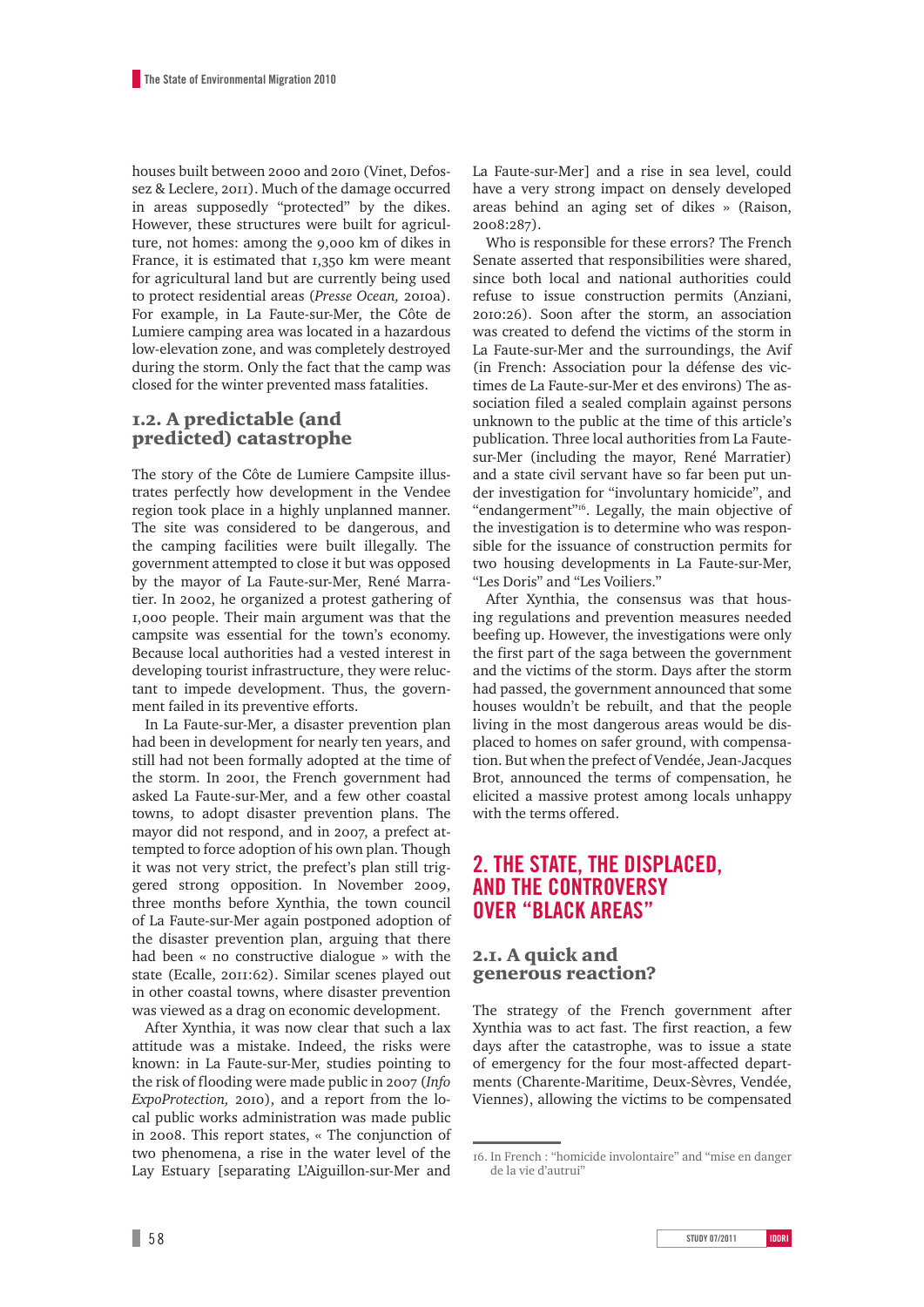houses built between 2000 and 2010 (Vinet, Defossez & Leclere, 2011). Much of the damage occurred in areas supposedly "protected" by the dikes. However, these structures were built for agriculture, not homes: among the 9,000 km of dikes in France, it is estimated that 1,350 km were meant for agricultural land but are currently being used to protect residential areas (*Presse Ocean,* 2010a). For example, in La Faute-sur-Mer, the Côte de Lumiere camping area was located in a hazardous low-elevation zone, and was completely destroyed during the storm. Only the fact that the camp was closed for the winter prevented mass fatalities.

### 1.2. A predictable (and predicted) catastrophe

The story of the Côte de Lumiere Campsite illustrates perfectly how development in the Vendee region took place in a highly unplanned manner. The site was considered to be dangerous, and the camping facilities were built illegally. The government attempted to close it but was opposed by the mayor of La Faute-sur-Mer, René Marratier. In 2002, he organized a protest gathering of 1,000 people. Their main argument was that the campsite was essential for the town's economy. Because local authorities had a vested interest in developing tourist infrastructure, they were reluctant to impede development. Thus, the government failed in its preventive efforts.

In La Faute-sur-Mer, a disaster prevention plan had been in development for nearly ten years, and still had not been formally adopted at the time of the storm. In 2001, the French government had asked La Faute-sur-Mer, and a few other coastal towns, to adopt disaster prevention plans. The mayor did not respond, and in 2007, a prefect attempted to force adoption of his own plan. Though it was not very strict, the prefect's plan still triggered strong opposition. In November 2009, three months before Xynthia, the town council of La Faute-sur-Mer again postponed adoption of the disaster prevention plan, arguing that there had been « no constructive dialogue » with the state (Ecalle, 2011:62). Similar scenes played out in other coastal towns, where disaster prevention was viewed as a drag on economic development.

After Xynthia, it was now clear that such a lax attitude was a mistake. Indeed, the risks were known: in La Faute-sur-Mer, studies pointing to the risk of flooding were made public in 2007 (*Info ExpoProtection,* 2010), and a report from the local public works administration was made public in 2008. This report states, « The conjunction of two phenomena, a rise in the water level of the Lay Estuary [separating L'Aiguillon-sur-Mer and La Faute-sur-Mer] and a rise in sea level, could have a very strong impact on densely developed areas behind an aging set of dikes » (Raison, 2008:287).

Who is responsible for these errors? The French Senate asserted that responsibilities were shared, since both local and national authorities could refuse to issue construction permits (Anziani, 2010:26). Soon after the storm, an association was created to defend the victims of the storm in La Faute-sur-Mer and the surroundings, the Avif (in French: Association pour la défense des victimes de La Faute-sur-Mer et des environs) The association filed a sealed complain against persons unknown to the public at the time of this article's publication. Three local authorities from La Faute-sur-Mer (including the mayor, René Marratier) and a state civil servant have so far been put under investigation for "involuntary homicide", and "endangerment"[16]. Legally, the main objective of the investigation is to determine who was responsible for the issuance of construction permits for two housing developments in La Faute-sur-Mer, "Les Doris" and "Les Voiliers."

After Xynthia, the consensus was that housing regulations and prevention measures needed beefing up. However, the investigations were only the first part of the saga between the government and the victims of the storm. Days after the storm had passed, the government announced that some houses wouldn't be rebuilt, and that the people living in the most dangerous areas would be displaced to homes on safer ground, with compensation. But when the prefect of Vendée, Jean-Jacques Brot, announced the terms of compensation, he elicited a massive protest among locals unhappy with the terms offered.

## 2. THE STATE, THE DISPLACED, AND THE CONTROVERSY OVER "BLACK AREAS"

### 2.1. A quick and generous reaction?

The strategy of the French government after Xynthia was to act fast. The first reaction, a few days after the catastrophe, was to issue a state of emergency for the four most-affected departments (Charente-Maritime, Deux-Sèvres, Vendée, Viennes), allowing the victims to be compensated

16. In French : "homicide involontaire" and "mise en danger de la vie d'autrui"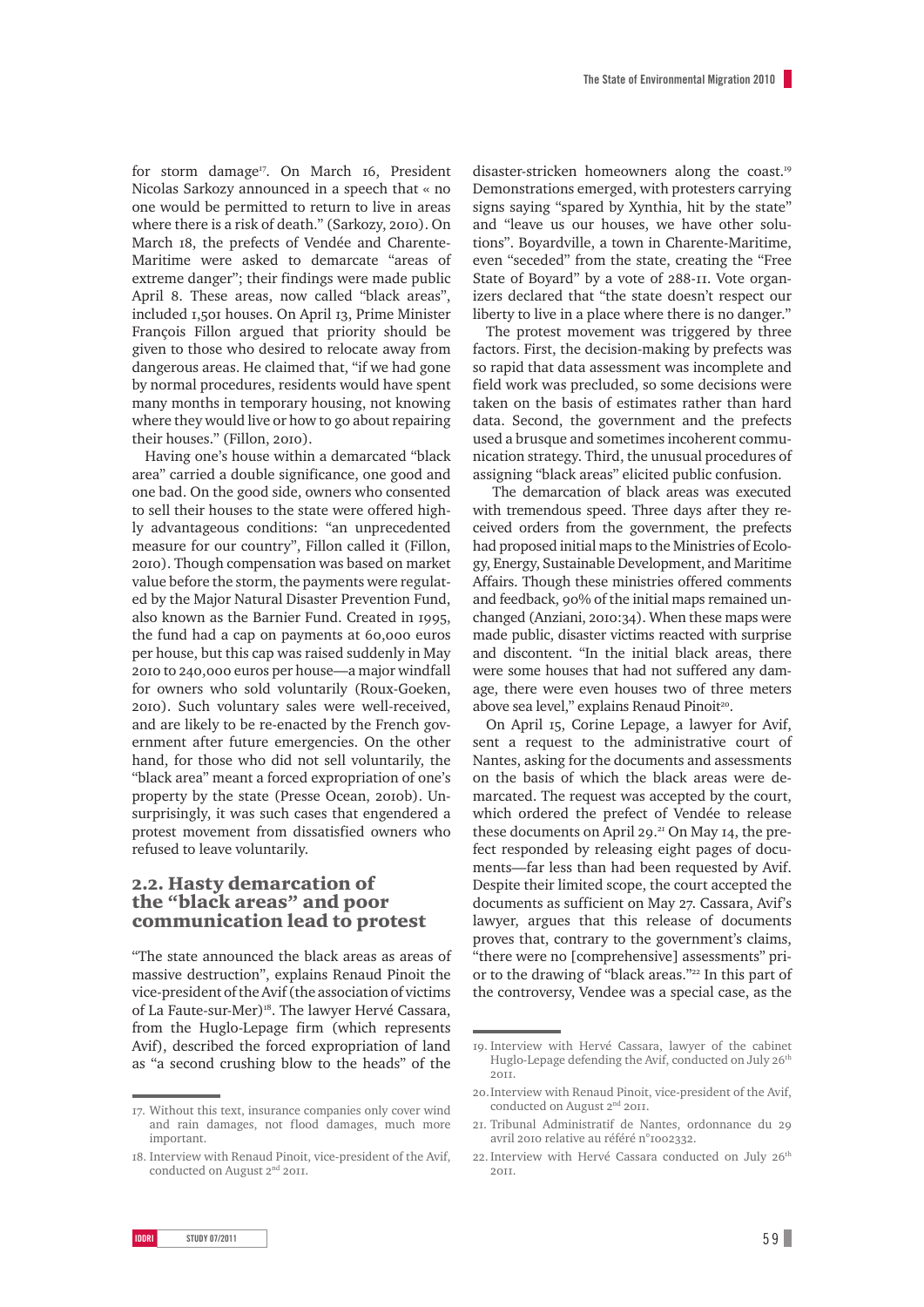for storm damage[17]. On March 16, President Nicolas Sarkozy announced in a speech that « no one would be permitted to return to live in areas where there is a risk of death." (Sarkozy, 2010). On March 18, the prefects of Vendée and Charente-Maritime were asked to demarcate "areas of extreme danger"; their findings were made public April 8. These areas, now called "black areas", included 1,501 houses. On April 13, Prime Minister François Fillon argued that priority should be given to those who desired to relocate away from dangerous areas. He claimed that, "if we had gone by normal procedures, residents would have spent many months in temporary housing, not knowing where they would live or how to go about repairing their houses." (Fillon, 2010).

Having one's house within a demarcated "black area" carried a double significance, one good and one bad. On the good side, owners who consented to sell their houses to the state were offered highly advantageous conditions: "an unprecedented measure for our country", Fillon called it (Fillon, 2010). Though compensation was based on market value before the storm, the payments were regulated by the Major Natural Disaster Prevention Fund, also known as the Barnier Fund. Created in 1995, the fund had a cap on payments at 60,000 euros per house, but this cap was raised suddenly in May 2010 to 240,000 euros per house—a major windfall for owners who sold voluntarily (Roux-Goeken, 2010). Such voluntary sales were well-received, and are likely to be re-enacted by the French government after future emergencies. On the other hand, for those who did not sell voluntarily, the "black area" meant a forced expropriation of one's property by the state (Presse Ocean, 2010b). Unsurprisingly, it was such cases that engendered a protest movement from dissatisfied owners who refused to leave voluntarily.

## 2.2. Hasty demarcation of the "black areas" and poor communication lead to protest

"The state announced the black areas as areas of massive destruction", explains Renaud Pinoit the vice-president of the Avif (the association of victims of La Faute-sur-Mer)[18]. The lawyer Hervé Cassara, from the Huglo-Lepage firm (which represents Avif), described the forced expropriation of land as "a second crushing blow to the heads" of the disaster-stricken homeowners along the coast.[19] Demonstrations emerged, with protesters carrying signs saying "spared by Xynthia, hit by the state" and "leave us our houses, we have other solutions". Boyardville, a town in Charente-Maritime, even "seceded" from the state, creating the "Free State of Boyard" by a vote of 288-11. Vote organizers declared that "the state doesn't respect our liberty to live in a place where there is no danger."

The protest movement was triggered by three factors. First, the decision-making by prefects was so rapid that data assessment was incomplete and field work was precluded, so some decisions were taken on the basis of estimates rather than hard data. Second, the government and the prefects used a brusque and sometimes incoherent communication strategy. Third, the unusual procedures of assigning "black areas" elicited public confusion.

The demarcation of black areas was executed with tremendous speed. Three days after they received orders from the government, the prefects had proposed initial maps to the Ministries of Ecology, Energy, Sustainable Development, and Maritime Affairs. Though these ministries offered comments and feedback, 90% of the initial maps remained unchanged (Anziani, 2010:34). When these maps were made public, disaster victims reacted with surprise and discontent. "In the initial black areas, there were some houses that had not suffered any damage, there were even houses two of three meters above sea level," explains Renaud Pinoit[20].

On April 15, Corine Lepage, a lawyer for Avif, sent a request to the administrative court of Nantes, asking for the documents and assessments on the basis of which the black areas were demarcated. The request was accepted by the court, which ordered the prefect of Vendée to release these documents on April 29.[21] On May 14, the prefect responded by releasing eight pages of documents—far less than had been requested by Avif. Despite their limited scope, the court accepted the documents as sufficient on May 27. Cassara, Avif's lawyer, argues that this release of documents proves that, contrary to the government's claims, "there were no [comprehensive] assessments" prior to the drawing of "black areas."[22] In this part of the controversy, Vendee was a special case, as the

---

17. Without this text, insurance companies only cover wind and rain damages, not flood damages, much more important.

18. Interview with Renaud Pinoit, vice-president of the Avif, conducted on August 2nd 2011.

19. Interview with Hervé Cassara, lawyer of the cabinet Huglo-Lepage defending the Avif, conducted on July 26th 2011.

20. Interview with Renaud Pinoit, vice-president of the Avif, conducted on August 2nd 2011.

21. Tribunal Administratif de Nantes, ordonnance du 29 avril 2010 relative au référé n°1002332.

22. Interview with Hervé Cassara conducted on July 26th 2011.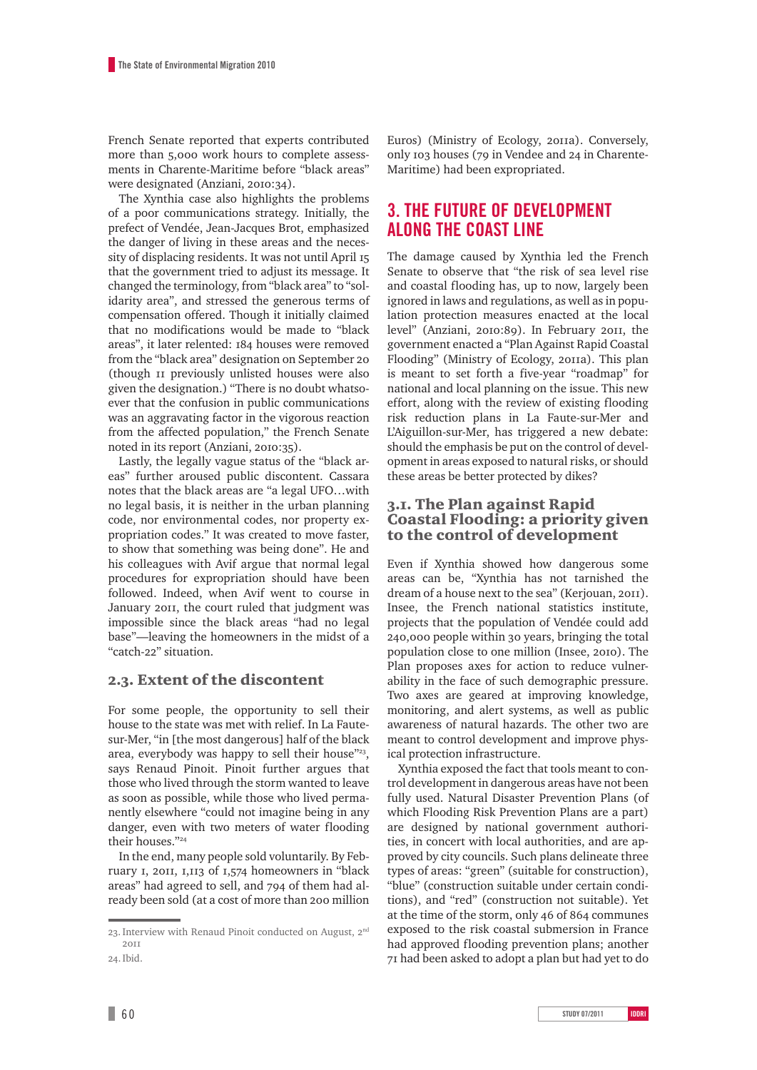French Senate reported that experts contributed more than 5,000 work hours to complete assessments in Charente-Maritime before "black areas" were designated (Anziani, 2010:34).

The Xynthia case also highlights the problems of a poor communications strategy. Initially, the prefect of Vendée, Jean-Jacques Brot, emphasized the danger of living in these areas and the necessity of displacing residents. It was not until April 15 that the government tried to adjust its message. It changed the terminology, from "black area" to "solidarity area", and stressed the generous terms of compensation offered. Though it initially claimed that no modifications would be made to "black areas", it later relented: 184 houses were removed from the "black area" designation on September 20 (though 11 previously unlisted houses were also given the designation.) "There is no doubt whatsoever that the confusion in public communications was an aggravating factor in the vigorous reaction from the affected population," the French Senate noted in its report (Anziani, 2010:35).

Lastly, the legally vague status of the "black areas" further aroused public discontent. Cassara notes that the black areas are "a legal UFO…with no legal basis, it is neither in the urban planning code, nor environmental codes, nor property expropriation codes." It was created to move faster, to show that something was being done". He and his colleagues with Avif argue that normal legal procedures for expropriation should have been followed. Indeed, when Avif went to course in January 2011, the court ruled that judgment was impossible since the black areas "had no legal base"—leaving the homeowners in the midst of a "catch-22" situation.

### 2.3. Extent of the discontent

For some people, the opportunity to sell their house to the state was met with relief. In La Faute-sur-Mer, "in [the most dangerous] half of the black area, everybody was happy to sell their house"[23], says Renaud Pinoit. Pinoit further argues that those who lived through the storm wanted to leave as soon as possible, while those who lived permanently elsewhere "could not imagine being in any danger, even with two meters of water flooding their houses."[24]

In the end, many people sold voluntarily. By February 1, 2011, 1,113 of 1,574 homeowners in "black areas" had agreed to sell, and 794 of them had already been sold (at a cost of more than 200 million Euros) (Ministry of Ecology, 2011a). Conversely, only 103 houses (79 in Vendee and 24 in Charente-Maritime) had been expropriated.

## 3. THE FUTURE OF DEVELOPMENT ALONG THE COAST LINE

The damage caused by Xynthia led the French Senate to observe that "the risk of sea level rise and coastal flooding has, up to now, largely been ignored in laws and regulations, as well as in population protection measures enacted at the local level" (Anziani, 2010:89). In February 2011, the government enacted a "Plan Against Rapid Coastal Flooding" (Ministry of Ecology, 2011a). This plan is meant to set forth a five-year "roadmap" for national and local planning on the issue. This new effort, along with the review of existing flooding risk reduction plans in La Faute-sur-Mer and L'Aiguillon-sur-Mer, has triggered a new debate: should the emphasis be put on the control of development in areas exposed to natural risks, or should these areas be better protected by dikes?

### 3.1. The Plan against Rapid Coastal Flooding: a priority given to the control of development

Even if Xynthia showed how dangerous some areas can be, "Xynthia has not tarnished the dream of a house next to the sea" (Kerjouan, 2011). Insee, the French national statistics institute, projects that the population of Vendée could add 240,000 people within 30 years, bringing the total population close to one million (Insee, 2010). The Plan proposes axes for action to reduce vulnerability in the face of such demographic pressure. Two axes are geared at improving knowledge, monitoring, and alert systems, as well as public awareness of natural hazards. The other two are meant to control development and improve physical protection infrastructure.

Xynthia exposed the fact that tools meant to control development in dangerous areas have not been fully used. Natural Disaster Prevention Plans (of which Flooding Risk Prevention Plans are a part) are designed by national government authorities, in concert with local authorities, and are approved by city councils. Such plans delineate three types of areas: "green" (suitable for construction), "blue" (construction suitable under certain conditions), and "red" (construction not suitable). Yet at the time of the storm, only 46 of 864 communes exposed to the risk coastal submersion in France had approved flooding prevention plans; another 71 had been asked to adopt a plan but had yet to do

---

23. Interview with Renaud Pinoit conducted on August, 2nd 2011

24. Ibid.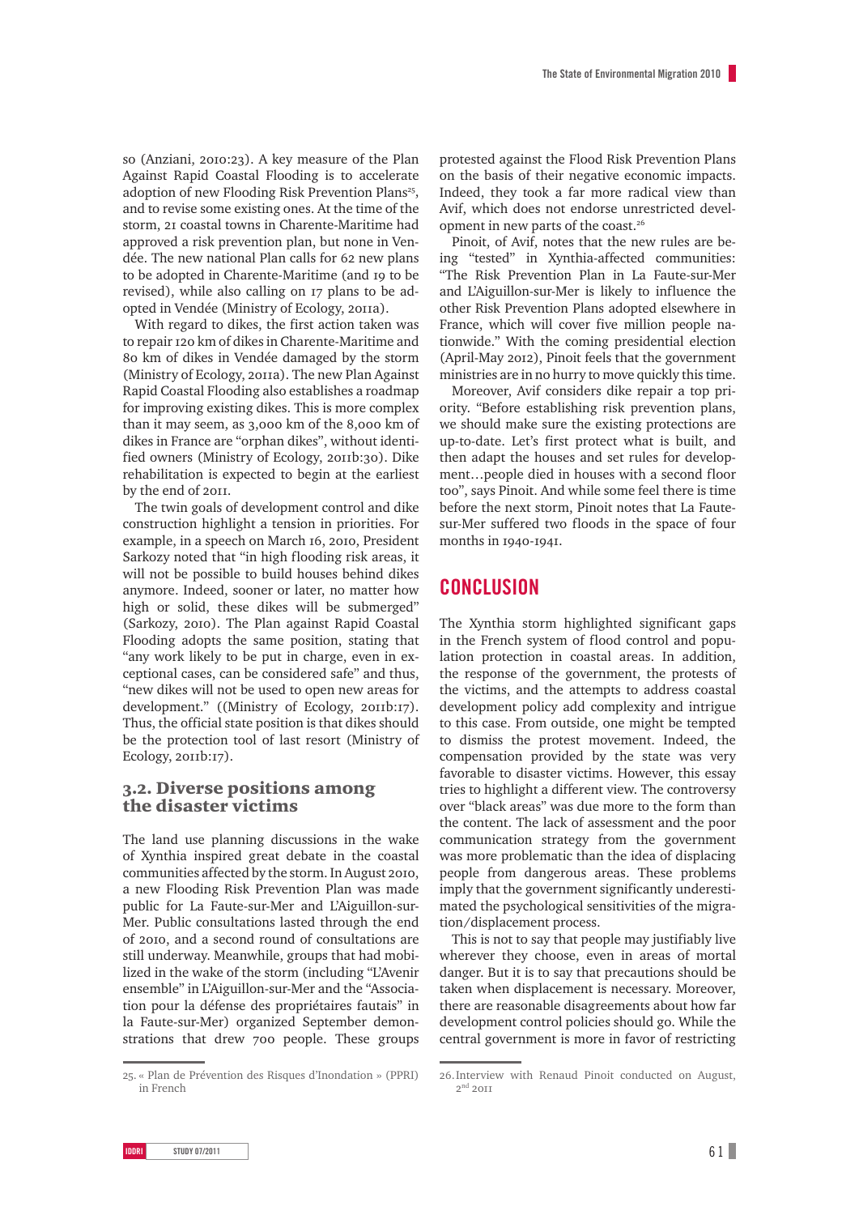so (Anziani, 2010:23). A key measure of the Plan Against Rapid Coastal Flooding is to accelerate adoption of new Flooding Risk Prevention Plans[25], and to revise some existing ones. At the time of the storm, 21 coastal towns in Charente-Maritime had approved a risk prevention plan, but none in Vendée. The new national Plan calls for 62 new plans to be adopted in Charente-Maritime (and 19 to be revised), while also calling on 17 plans to be adopted in Vendée (Ministry of Ecology, 2011a).

With regard to dikes, the first action taken was to repair 120 km of dikes in Charente-Maritime and 80 km of dikes in Vendée damaged by the storm (Ministry of Ecology, 2011a). The new Plan Against Rapid Coastal Flooding also establishes a roadmap for improving existing dikes. This is more complex than it may seem, as 3,000 km of the 8,000 km of dikes in France are "orphan dikes", without identified owners (Ministry of Ecology, 2011b:30). Dike rehabilitation is expected to begin at the earliest by the end of 2011.

The twin goals of development control and dike construction highlight a tension in priorities. For example, in a speech on March 16, 2010, President Sarkozy noted that "in high flooding risk areas, it will not be possible to build houses behind dikes anymore. Indeed, sooner or later, no matter how high or solid, these dikes will be submerged" (Sarkozy, 2010). The Plan against Rapid Coastal Flooding adopts the same position, stating that "any work likely to be put in charge, even in exceptional cases, can be considered safe" and thus, "new dikes will not be used to open new areas for development." ((Ministry of Ecology, 2011b:17). Thus, the official state position is that dikes should be the protection tool of last resort (Ministry of Ecology, 2011b:17).

### 3.2. Diverse positions among the disaster victims

The land use planning discussions in the wake of Xynthia inspired great debate in the coastal communities affected by the storm. In August 2010, a new Flooding Risk Prevention Plan was made public for La Faute-sur-Mer and L'Aiguillon-sur-Mer. Public consultations lasted through the end of 2010, and a second round of consultations are still underway. Meanwhile, groups that had mobilized in the wake of the storm (including "L'Avenir ensemble" in L'Aiguillon-sur-Mer and the "Association pour la défense des propriétaires fautais" in la Faute-sur-Mer) organized September demonstrations that drew 700 people. These groups protested against the Flood Risk Prevention Plans on the basis of their negative economic impacts. Indeed, they took a far more radical view than Avif, which does not endorse unrestricted development in new parts of the coast.[26]

Pinoit, of Avif, notes that the new rules are being "tested" in Xynthia-affected communities: "The Risk Prevention Plan in La Faute-sur-Mer and L'Aiguillon-sur-Mer is likely to influence the other Risk Prevention Plans adopted elsewhere in France, which will cover five million people nationwide." With the coming presidential election (April-May 2012), Pinoit feels that the government ministries are in no hurry to move quickly this time.

Moreover, Avif considers dike repair a top priority. "Before establishing risk prevention plans, we should make sure the existing protections are up-to-date. Let's first protect what is built, and then adapt the houses and set rules for development…people died in houses with a second floor too", says Pinoit. And while some feel there is time before the next storm, Pinoit notes that La Faute-sur-Mer suffered two floods in the space of four months in 1940-1941.

## CONCLUSION

The Xynthia storm highlighted significant gaps in the French system of flood control and population protection in coastal areas. In addition, the response of the government, the protests of the victims, and the attempts to address coastal development policy add complexity and intrigue to this case. From outside, one might be tempted to dismiss the protest movement. Indeed, the compensation provided by the state was very favorable to disaster victims. However, this essay tries to highlight a different view. The controversy over "black areas" was due more to the form than the content. The lack of assessment and the poor communication strategy from the government was more problematic than the idea of displacing people from dangerous areas. These problems imply that the government significantly underestimated the psychological sensitivities of the migration/displacement process.

This is not to say that people may justifiably live wherever they choose, even in areas of mortal danger. But it is to say that precautions should be taken when displacement is necessary. Moreover, there are reasonable disagreements about how far development control policies should go. While the central government is more in favor of restricting

25. « Plan de Prévention des Risques d'Inondation » (PPRI) in French

26. Interview with Renaud Pinoit conducted on August, 2nd 2011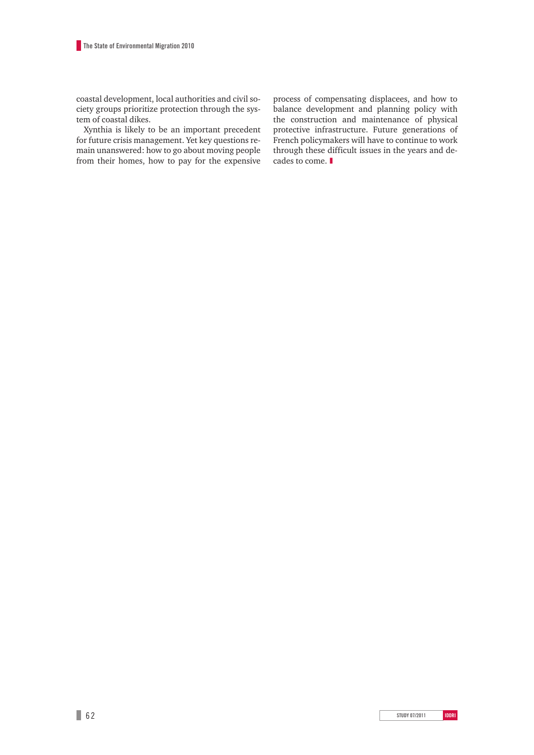coastal development, local authorities and civil society groups prioritize protection through the system of coastal dikes.

Xynthia is likely to be an important precedent for future crisis management. Yet key questions remain unanswered: how to go about moving people from their homes, how to pay for the expensive process of compensating displacees, and how to balance development and planning policy with the construction and maintenance of physical protective infrastructure. Future generations of French policymakers will have to continue to work through these difficult issues in the years and decades to come.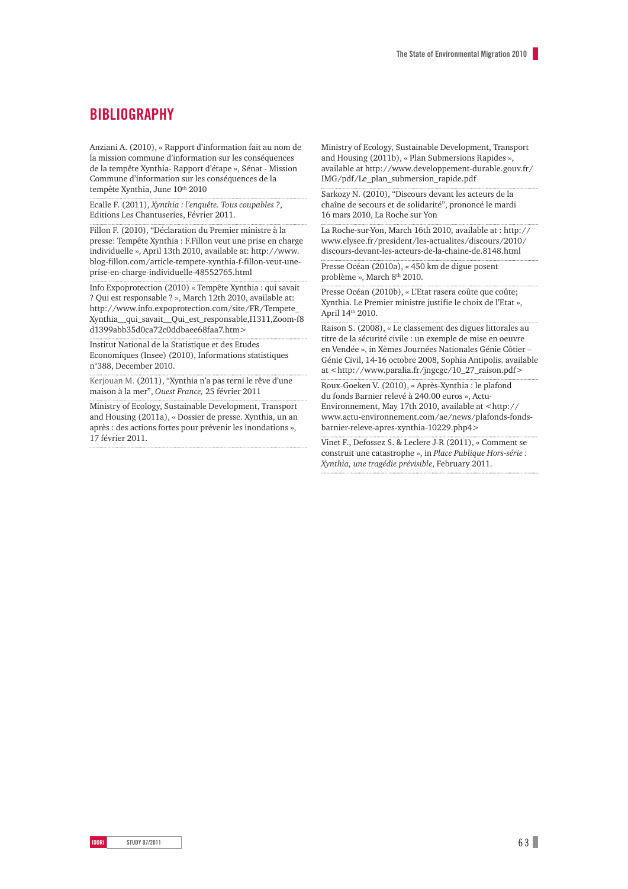# BIBLIOGRAPHY

Anziani A. (2010), « Rapport d'information fait au nom de la mission commune d'information sur les conséquences de la tempête Xynthia- Rapport d'étape », Sénat - Mission Commune d'information sur les conséquences de la tempête Xynthia, June 10th 2010

Ecalle F. (2011), *Xynthia : l'enquête. Tous coupables ?*, Editions Les Chantuseries, Février 2011.

Fillon F. (2010), "Déclaration du Premier ministre à la presse: Tempête Xynthia : F.Fillon veut une prise en charge individuelle », April 13th 2010, available at: http://www.blog-fillon.com/article-tempete-xynthia-f-fillon-veut-une-prise-en-charge-individuelle-48552765.html

Info Expoprotection (2010) « Tempête Xynthia : qui savait ? Qui est responsable ? », March 12th 2010, available at: http://www.info.expoprotection.com/site/FR/Tempete_Xynthia__qui_savait__Qui_est_responsable,I1311,Zoom-f8d1399abb35d0ca72c0ddbaee68faa7.htm>

Institut National de la Statistique et des Etudes Economiques (Insee) (2010), Informations statistiques n°388, December 2010.

Kerjouan M. (2011), "Xynthia n'a pas terni le rêve d'une maison à la mer", *Ouest France,* 25 février 2011

Ministry of Ecology, Sustainable Development, Transport and Housing (2011a), « Dossier de presse. Xynthia, un an après : des actions fortes pour prévenir les inondations », 17 février 2011.

Ministry of Ecology, Sustainable Development, Transport and Housing (2011b), « Plan Submersions Rapides », available at http://www.developpement-durable.gouv.fr/IMG/pdf/Le_plan_submersion_rapide.pdf

Sarkozy N. (2010), "Discours devant les acteurs de la chaîne de secours et de solidarité", prononcé le mardi 16 mars 2010, La Roche sur Yon

La Roche-sur-Yon, March 16th 2010, available at : http://www.elysee.fr/president/les-actualites/discours/2010/discours-devant-les-acteurs-de-la-chaine-de.8148.html

Presse Océan (2010a), « 450 km de digue posent problème », March 8th 2010.

Presse Océan (2010b), « L'Etat rasera coûte que coûte; Xynthia. Le Premier ministre justifie le choix de l'Etat », April 14th 2010.

Raison S. (2008), « Le classement des digues littorales au titre de la sécurité civile : un exemple de mise en oeuvre en Vendée », in Xèmes Journées Nationales Génie Côtier – Génie Civil, 14-16 octobre 2008, Sophia Antipolis. available at <http://www.paralia.fr/jngcgc/10_27_raison.pdf>

Roux-Goeken V. (2010), « Après-Xynthia : le plafond du fonds Barnier relevé à 240.00 euros », Actu-Environnement, May 17th 2010, available at <http://www.actu-environnement.com/ae/news/plafonds-fonds-barnier-releve-apres-xynthia-10229.php4>

Vinet F., Defossez S. & Leclere J-R (2011), « Comment se construit une catastrophe », in *Place Publique Hors-série : Xynthia, une tragédie prévisible*, February 2011.